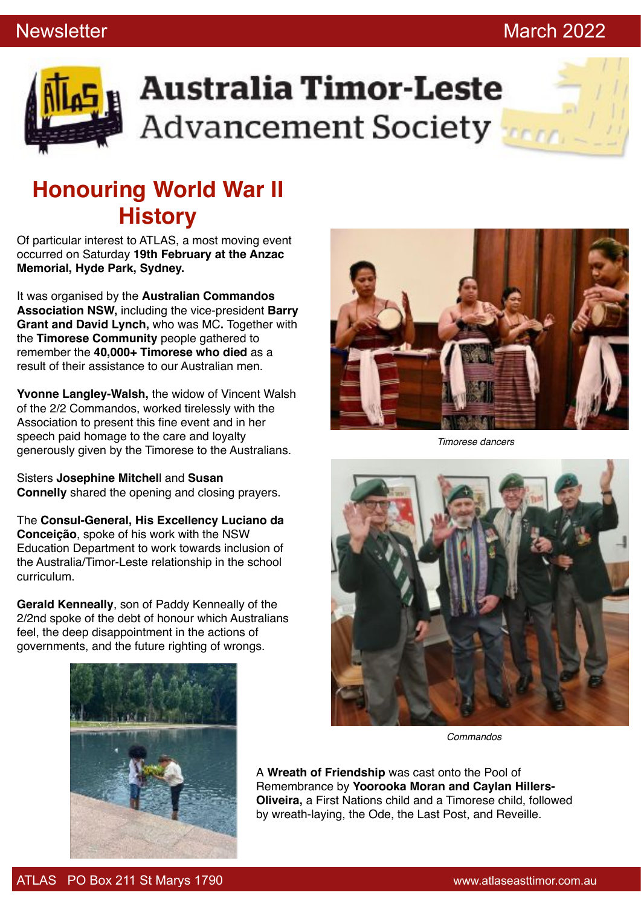# Australia Timor-Leste Advancement Society

## Honouring World War II History

Of particular interest to ATLAS, a most moving event occurred on Saturday **19th February at the Anzac Memorial, Hyde Park, Sydney.**

It was organised by the **Australian Commandos Association NSW,** including the vice-president **Barry Grant and David Lynch,** who was MC**.** Together with the **Timorese Community** people gathered to remember the **40,000+ Timorese who died** as a result of their assistance to our Australian men.

**Yvonne Langley-Walsh,** the widow of Vincent Walsh of the 2/2 Commandos, worked tirelessly with the Association to present this fine event and in her speech paid homage to the care and loyalty generously given by the Timorese to the Australians.

Sisters **Josephine Mitchel**l and **Susan Connelly** shared the opening and closing prayers.

The **Consul-General, His Excellency Luciano da Conceição**, spoke of his work with the NSW Education Department to work towards inclusion of the Australia/Timor-Leste relationship in the school curriculum.

**Gerald Kenneally**, son of Paddy Kenneally of the 2/2nd spoke of the debt of honour which Australians feel, the deep disappointment in the actions of governments, and the future righting of wrongs.

*Timorese dancers*

*Commandos*

A **Wreath of Friendship** was cast onto the Pool of Remembrance by **Yoorooka Moran and Caylan Hillers-Oliveira,** a First Nations child and a Timorese child, followed by wreath-laying, the Ode, the Last Post, and Reveille.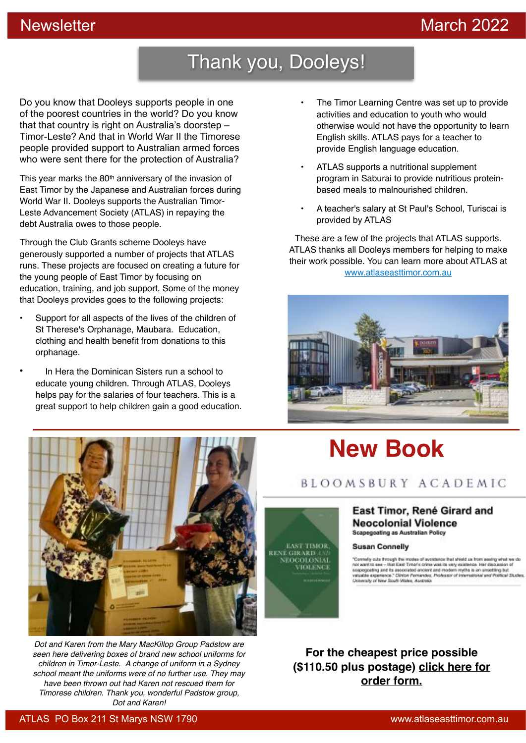# Thank you, Dooleys!

Do you know that Dooleys supports people in one of the poorest countries in the world? Do you know that that country is right on Australia's doorstep – Timor-Leste? And that in World War II the Timorese people provided support to Australian armed forces who were sent there for the protection of Australia?

This year marks the 80th anniversary of the invasion of East Timor by the Japanese and Australian forces during World War II. Dooleys supports the Australian Timor-Leste Advancement Society (ATLAS) in repaying the debt Australia owes to those people.

Through the Club Grants scheme Dooleys have generously supported a number of projects that ATLAS runs. These projects are focused on creating a future for the young people of East Timor by focusing on education, training, and job support. Some of the money that Dooleys provides goes to the following projects:

- Support for all aspects of the lives of the children of St Therese's Orphanage, Maubara. Education, clothing and health benefit from donations to this orphanage.
- In Hera the Dominican Sisters run a school to educate young children. Through ATLAS, Dooleys helps pay for the salaries of four teachers. This is a great support to help children gain a good education.
- The Timor Learning Centre was set up to provide activities and education to youth who would otherwise would not have the opportunity to learn English skills. ATLAS pays for a teacher to provide English language education.
- ATLAS supports a nutritional supplement program in Saburai to provide nutritious protein-based meals to malnourished children.
- A teacher's salary at St Paul's School, Turiscai is provided by ATLAS

These are a few of the projects that ATLAS supports. ATLAS thanks all Dooleys members for helping to make their work possible. You can learn more about ATLAS at www.atlaseasttimor.com.au

*Dot and Karen from the Mary MacKillop Group Padstow are seen here delivering boxes of brand new school uniforms for children in Timor-Leste. A change of uniform in a Sydney school meant the uniforms were of no further use. They may have been thrown out had Karen not rescued them for Timorese children. Thank you, wonderful Padstow group, Dot and Karen!*

# New Book

BLOOMSBURY ACADEMIC

**East Timor, René Girard and Neocolonial Violence**

**Scapegoating as Australian Policy**

**Susan Connelly**

"Connelly cuts through the modes of avoidance that shield us from seeing what we do not want to see – that East Timor's crime was its very existence. Her discussion of scapegoating and its associated ancient and modern myths is an unsettling but valuable experience." *Clinton Fernandes, Professor of International and Political Studies, University of New South Wales, Australia*

**For the cheapest price possible ($110.50 plus postage) click here for order form.**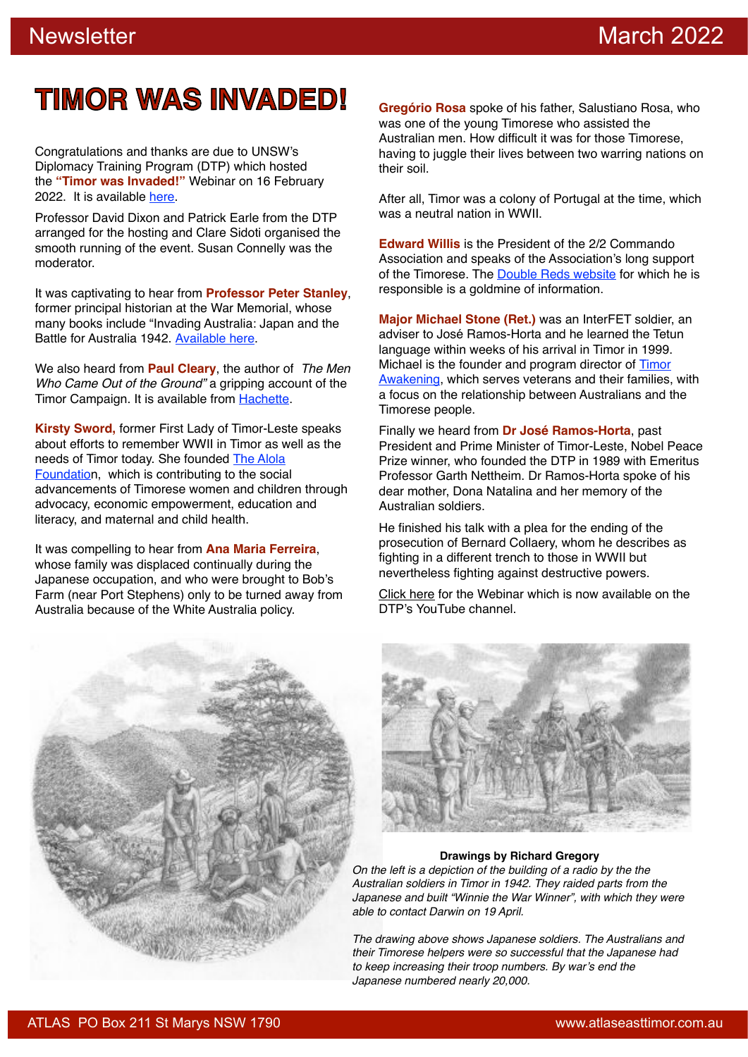# TIMOR WAS INVADED!

Congratulations and thanks are due to UNSW's Diplomacy Training Program (DTP) which hosted the **"Timor was Invaded!"** Webinar on 16 February 2022. It is available here.

Professor David Dixon and Patrick Earle from the DTP arranged for the hosting and Clare Sidoti organised the smooth running of the event. Susan Connelly was the moderator.

It was captivating to hear from **Professor Peter Stanley**, former principal historian at the War Memorial, whose many books include "Invading Australia: Japan and the Battle for Australia 1942. Available here.

We also heard from **Paul Cleary**, the author of *The Men Who Came Out of the Ground"* a gripping account of the Timor Campaign. It is available from Hachette.

**Kirsty Sword,** former First Lady of Timor-Leste speaks about efforts to remember WWII in Timor as well as the needs of Timor today. She founded The Alola Foundation, which is contributing to the social advancements of Timorese women and children through advocacy, economic empowerment, education and literacy, and maternal and child health.

It was compelling to hear from **Ana Maria Ferreira**, whose family was displaced continually during the Japanese occupation, and who were brought to Bob's Farm (near Port Stephens) only to be turned away from Australia because of the White Australia policy.

**Gregório Rosa** spoke of his father, Salustiano Rosa, who was one of the young Timorese who assisted the Australian men. How difficult it was for those Timorese, having to juggle their lives between two warring nations on their soil.

After all, Timor was a colony of Portugal at the time, which was a neutral nation in WWII.

**Edward Willis** is the President of the 2/2 Commando Association and speaks of the Association's long support of the Timorese. The Double Reds website for which he is responsible is a goldmine of information.

**Major Michael Stone (Ret.)** was an InterFET soldier, an adviser to José Ramos-Horta and he learned the Tetun language within weeks of his arrival in Timor in 1999. Michael is the founder and program director of Timor Awakening, which serves veterans and their families, with a focus on the relationship between Australians and the Timorese people.

Finally we heard from **Dr José Ramos-Horta**, past President and Prime Minister of Timor-Leste, Nobel Peace Prize winner, who founded the DTP in 1989 with Emeritus Professor Garth Nettheim. Dr Ramos-Horta spoke of his dear mother, Dona Natalina and her memory of the Australian soldiers.

He finished his talk with a plea for the ending of the prosecution of Bernard Collaery, whom he describes as fighting in a different trench to those in WWII but nevertheless fighting against destructive powers.

Click here for the Webinar which is now available on the DTP's YouTube channel.

**Drawings by Richard Gregory**

*On the left is a depiction of the building of a radio by the the Australian soldiers in Timor in 1942. They raided parts from the Japanese and built "Winnie the War Winner", with which they were able to contact Darwin on 19 April.*

*The drawing above shows Japanese soldiers. The Australians and their Timorese helpers were so successful that the Japanese had to keep increasing their troop numbers. By war's end the Japanese numbered nearly 20,000.*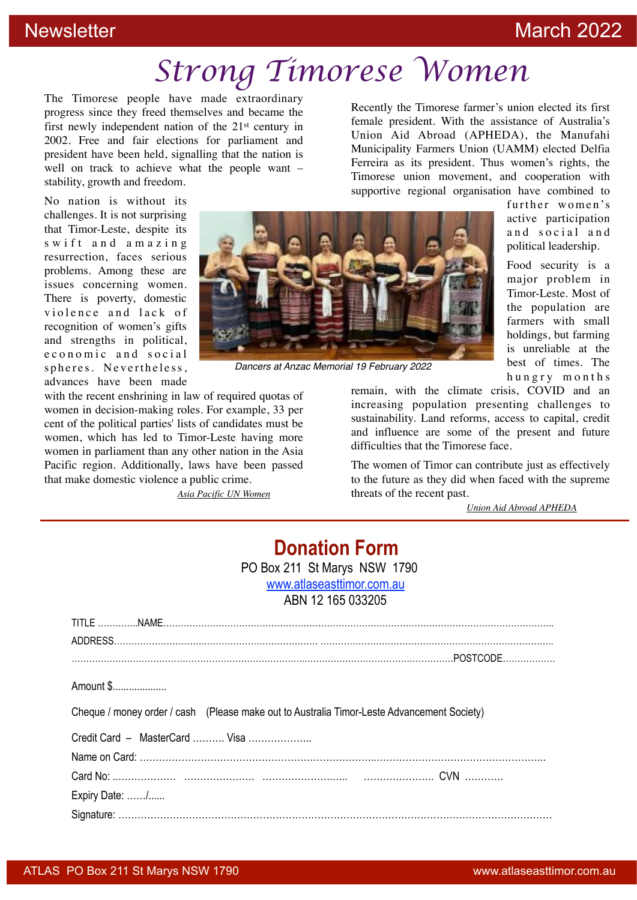# Strong Timorese Women

The Timorese people have made extraordinary progress since they freed themselves and became the first newly independent nation of the 21st century in 2002. Free and fair elections for parliament and president have been held, signalling that the nation is well on track to achieve what the people want – stability, growth and freedom.

No nation is without its challenges. It is not surprising that Timor-Leste, despite its swift and amazing resurrection, faces serious problems. Among these are issues concerning women. There is poverty, domestic violence and lack of recognition of women's gifts and strengths in political, economic and social spheres. Nevertheless, advances have been made with the recent enshrining in law of required quotas of women in decision-making roles. For example, 33 per cent of the political parties' lists of candidates must be women, which has led to Timor-Leste having more women in parliament than any other nation in the Asia Pacific region. Additionally, laws have been passed that make domestic violence a public crime.

*Asia Pacific UN Women*

Dancers at Anzac Memorial 19 February 2022

Recently the Timorese farmer's union elected its first female president. With the assistance of Australia's Union Aid Abroad (APHEDA), the Manufahi Municipality Farmers Union (UAMM) elected Delfia Ferreira as its president. Thus women's rights, the Timorese union movement, and cooperation with supportive regional organisation have combined to further women's active participation and social and political leadership.

Food security is a major problem in Timor-Leste. Most of the population are farmers with small holdings, but farming is unreliable at the best of times. The hungry months remain, with the climate crisis, COVID and an increasing population presenting challenges to sustainability. Land reforms, access to capital, credit and influence are some of the present and future difficulties that the Timorese face.

The women of Timor can contribute just as effectively to the future as they did when faced with the supreme threats of the recent past.

*Union Aid Abroad APHEDA*

---

## Donation Form

PO Box 211 St Marys NSW 1790

www.atlaseasttimor.com.au

ABN 12 165 033205

TITLE ..............NAME.......................................................................................................................................

ADDRESS.........................................................................................................................................................

......................................................................................................................................POSTCODE..................

Amount $....................

Cheque / money order / cash (Please make out to Australia Timor-Leste Advancement Society)

Credit Card – MasterCard .......... Visa ....................

Name on Card: ..................................................................................................................................

Card No: .................... ...................... .......................... ...................... CVN ............

Expiry Date: ....../......

Signature: ..........................................................................................................................................